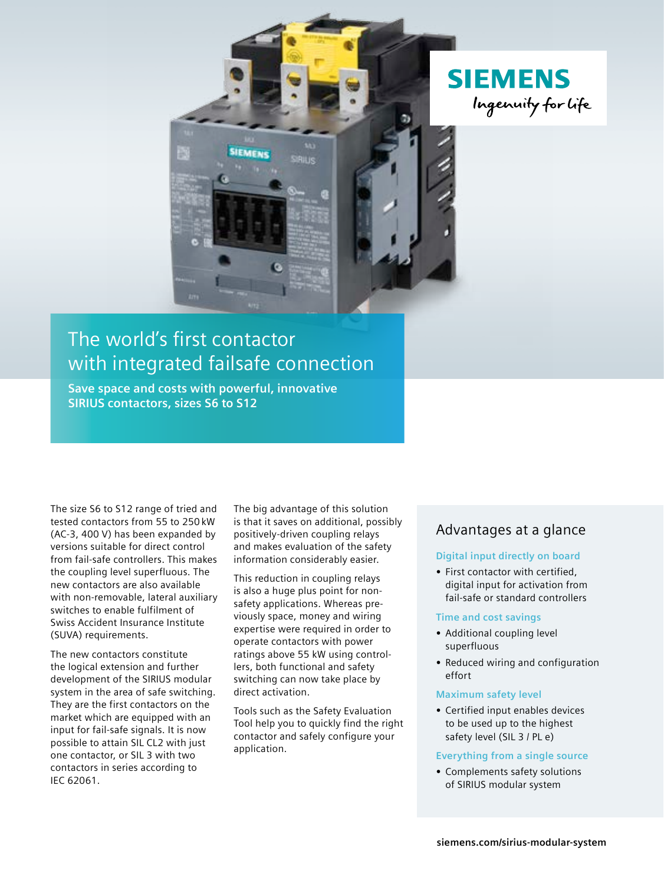SIEMENS
Ingenuity for life

# The world's first contactor with integrated failsafe connection

**Save space and costs with powerful, innovative SIRIUS contactors, sizes S6 to S12**

The size S6 to S12 range of tried and tested contactors from 55 to 250 kW (AC-3, 400 V) has been expanded by versions suitable for direct control from fail-safe controllers. This makes the coupling level superfluous. The new contactors are also available with non-removable, lateral auxiliary switches to enable fulfilment of Swiss Accident Insurance Institute (SUVA) requirements.

The new contactors constitute the logical extension and further development of the SIRIUS modular system in the area of safe switching. They are the first contactors on the market which are equipped with an input for fail-safe signals. It is now possible to attain SIL CL2 with just one contactor, or SIL 3 with two contactors in series according to IEC 62061.

The big advantage of this solution is that it saves on additional, possibly positively-driven coupling relays and makes evaluation of the safety information considerably easier.

This reduction in coupling relays is also a huge plus point for non-safety applications. Whereas previously space, money and wiring expertise were required in order to operate contactors with power ratings above 55 kW using controllers, both functional and safety switching can now take place by direct activation.

Tools such as the Safety Evaluation Tool help you to quickly find the right contactor and safely configure your application.

## Advantages at a glance

### Digital input directly on board

- First contactor with certified, digital input for activation from fail-safe or standard controllers

### Time and cost savings

- Additional coupling level superfluous
- Reduced wiring and configuration effort

### Maximum safety level

- Certified input enables devices to be used up to the highest safety level (SIL 3 / PL e)

### Everything from a single source

- Complements safety solutions of SIRIUS modular system

**siemens.com/sirius-modular-system**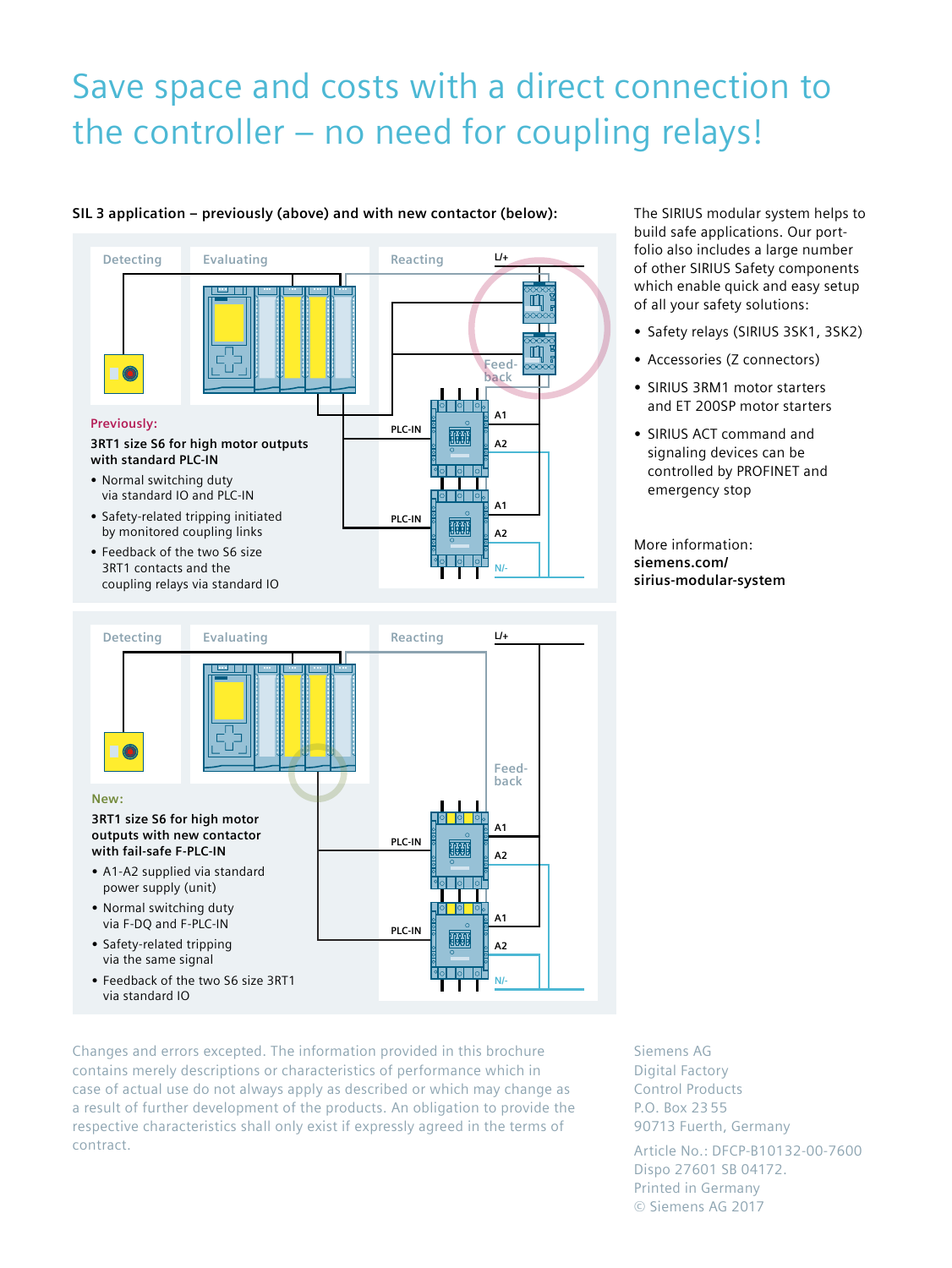# Save space and costs with a direct connection to the controller – no need for coupling relays!

**SIL 3 application – previously (above) and with new contactor (below):**

Detecting

Evaluating

Reacting

L/+

Feed-back

PLC-IN

A1

A2

PLC-IN

A1

A2

N/-

**Previously:**

**3RT1 size S6 for high motor outputs with standard PLC-IN**

- Normal switching duty via standard IO and PLC-IN
- Safety-related tripping initiated by monitored coupling links
- Feedback of the two S6 size 3RT1 contacts and the coupling relays via standard IO

Detecting

Evaluating

Reacting

L/+

Feed-back

PLC-IN

A1

A2

PLC-IN

A1

A2

N/-

**New:**

**3RT1 size S6 for high motor outputs with new contactor with fail-safe F-PLC-IN**

- A1-A2 supplied via standard power supply (unit)
- Normal switching duty via F-DQ and F-PLC-IN
- Safety-related tripping via the same signal
- Feedback of the two S6 size 3RT1 via standard IO

The SIRIUS modular system helps to build safe applications. Our portfolio also includes a large number of other SIRIUS Safety components which enable quick and easy setup of all your safety solutions:

- Safety relays (SIRIUS 3SK1, 3SK2)
- Accessories (Z connectors)
- SIRIUS 3RM1 motor starters and ET 200SP motor starters
- SIRIUS ACT command and signaling devices can be controlled by PROFINET and emergency stop

More information:
**siemens.com/ sirius-modular-system**

Changes and errors excepted. The information provided in this brochure contains merely descriptions or characteristics of performance which in case of actual use do not always apply as described or which may change as a result of further development of the products. An obligation to provide the respective characteristics shall only exist if expressly agreed in the terms of contract.

Siemens AG
Digital Factory
Control Products
P.O. Box 23 55
90713 Fuerth, Germany

Article No.: DFCP-B10132-00-7600
Dispo 27601 SB 04172.
Printed in Germany
© Siemens AG 2017